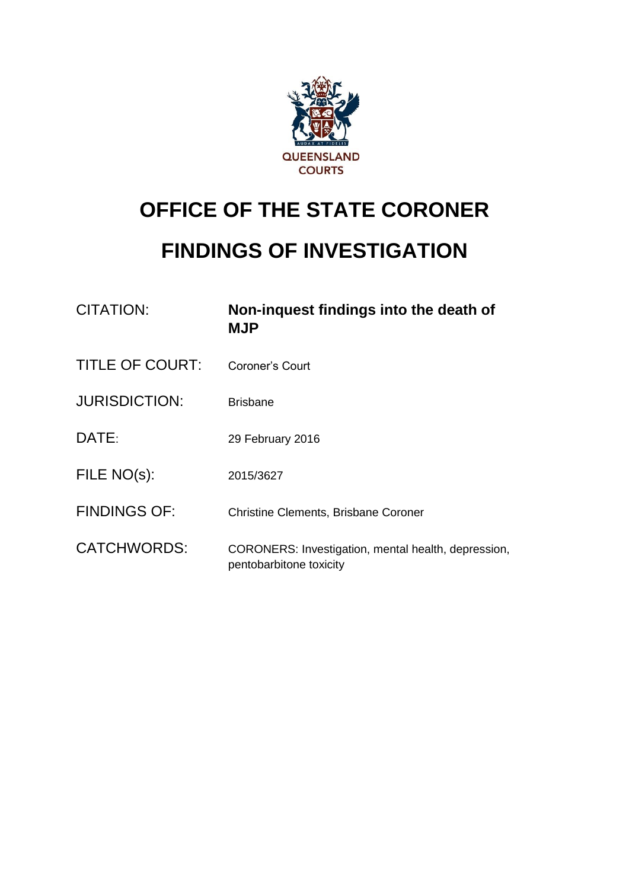QUEENSLAND COURTS

# OFFICE OF THE STATE CORONER

# FINDINGS OF INVESTIGATION

| | |
|---|---|
| CITATION: | **Non-inquest findings into the death of MJP** |
| TITLE OF COURT: | Coroner's Court |
| JURISDICTION: | Brisbane |
| DATE: | 29 February 2016 |
| FILE NO(s): | 2015/3627 |
| FINDINGS OF: | Christine Clements, Brisbane Coroner |
| CATCHWORDS: | CORONERS: Investigation, mental health, depression, pentobarbitone toxicity |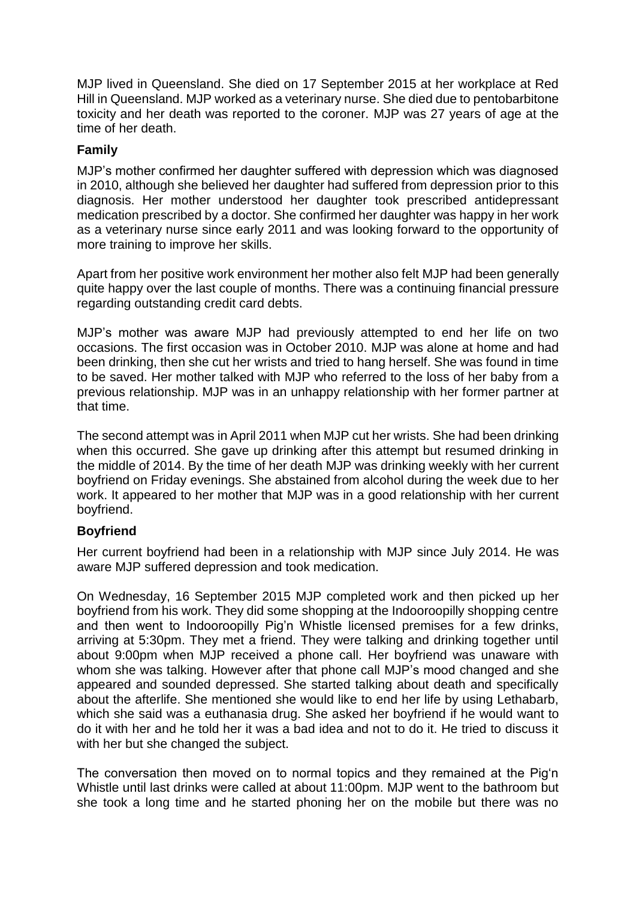MJP lived in Queensland. She died on 17 September 2015 at her workplace at Red Hill in Queensland. MJP worked as a veterinary nurse. She died due to pentobarbitone toxicity and her death was reported to the coroner. MJP was 27 years of age at the time of her death.

## Family

MJP's mother confirmed her daughter suffered with depression which was diagnosed in 2010, although she believed her daughter had suffered from depression prior to this diagnosis. Her mother understood her daughter took prescribed antidepressant medication prescribed by a doctor. She confirmed her daughter was happy in her work as a veterinary nurse since early 2011 and was looking forward to the opportunity of more training to improve her skills.

Apart from her positive work environment her mother also felt MJP had been generally quite happy over the last couple of months. There was a continuing financial pressure regarding outstanding credit card debts.

MJP's mother was aware MJP had previously attempted to end her life on two occasions. The first occasion was in October 2010. MJP was alone at home and had been drinking, then she cut her wrists and tried to hang herself. She was found in time to be saved. Her mother talked with MJP who referred to the loss of her baby from a previous relationship. MJP was in an unhappy relationship with her former partner at that time.

The second attempt was in April 2011 when MJP cut her wrists. She had been drinking when this occurred. She gave up drinking after this attempt but resumed drinking in the middle of 2014. By the time of her death MJP was drinking weekly with her current boyfriend on Friday evenings. She abstained from alcohol during the week due to her work. It appeared to her mother that MJP was in a good relationship with her current boyfriend.

## Boyfriend

Her current boyfriend had been in a relationship with MJP since July 2014. He was aware MJP suffered depression and took medication.

On Wednesday, 16 September 2015 MJP completed work and then picked up her boyfriend from his work. They did some shopping at the Indooroopilly shopping centre and then went to Indooroopilly Pig'n Whistle licensed premises for a few drinks, arriving at 5:30pm. They met a friend. They were talking and drinking together until about 9:00pm when MJP received a phone call. Her boyfriend was unaware with whom she was talking. However after that phone call MJP's mood changed and she appeared and sounded depressed. She started talking about death and specifically about the afterlife. She mentioned she would like to end her life by using Lethabarb, which she said was a euthanasia drug. She asked her boyfriend if he would want to do it with her and he told her it was a bad idea and not to do it. He tried to discuss it with her but she changed the subject.

The conversation then moved on to normal topics and they remained at the Pig'n Whistle until last drinks were called at about 11:00pm. MJP went to the bathroom but she took a long time and he started phoning her on the mobile but there was no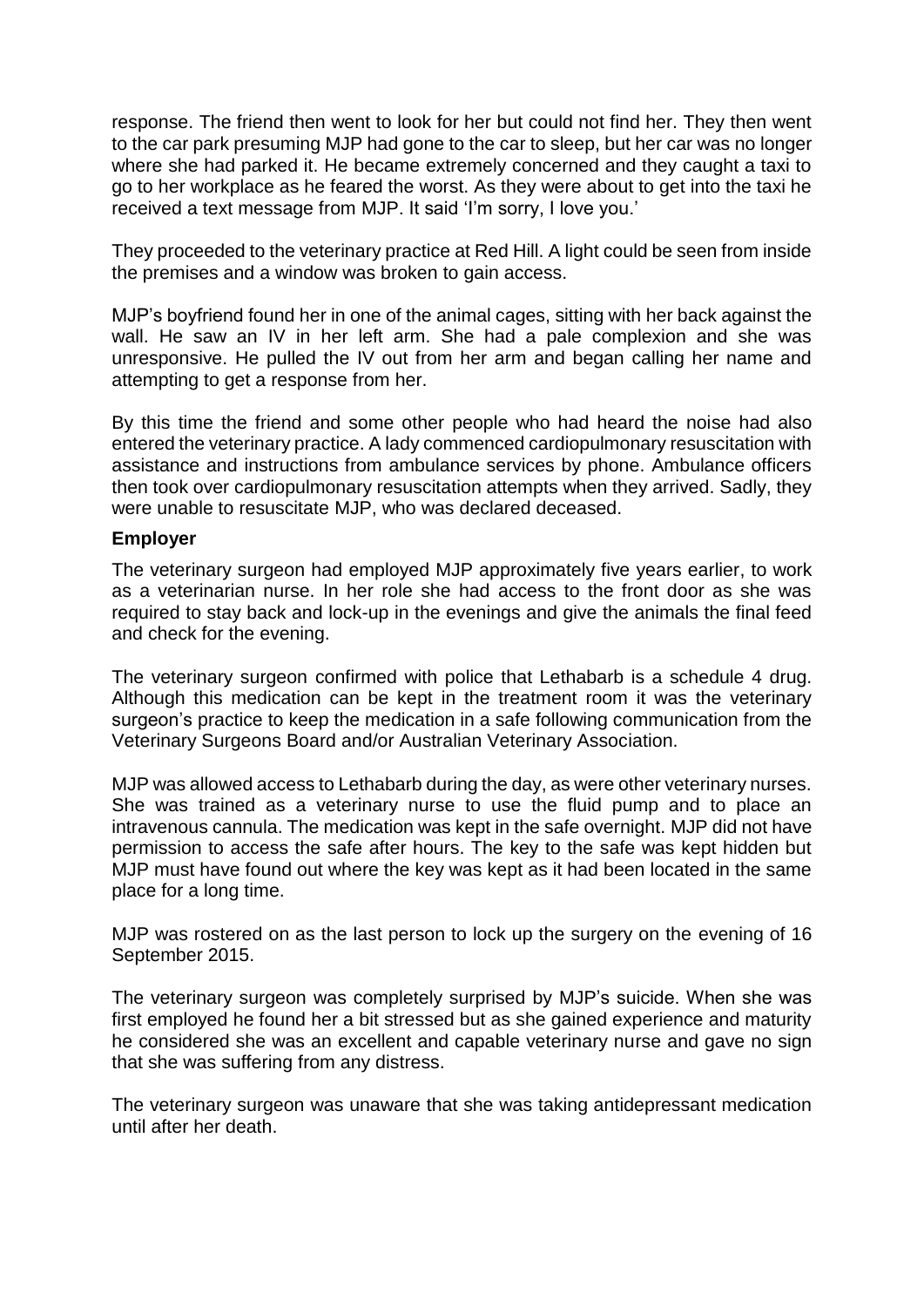response. The friend then went to look for her but could not find her. They then went to the car park presuming MJP had gone to the car to sleep, but her car was no longer where she had parked it. He became extremely concerned and they caught a taxi to go to her workplace as he feared the worst. As they were about to get into the taxi he received a text message from MJP. It said 'I'm sorry, I love you.'

They proceeded to the veterinary practice at Red Hill. A light could be seen from inside the premises and a window was broken to gain access.

MJP's boyfriend found her in one of the animal cages, sitting with her back against the wall. He saw an IV in her left arm. She had a pale complexion and she was unresponsive. He pulled the IV out from her arm and began calling her name and attempting to get a response from her.

By this time the friend and some other people who had heard the noise had also entered the veterinary practice. A lady commenced cardiopulmonary resuscitation with assistance and instructions from ambulance services by phone. Ambulance officers then took over cardiopulmonary resuscitation attempts when they arrived. Sadly, they were unable to resuscitate MJP, who was declared deceased.

**Employer**

The veterinary surgeon had employed MJP approximately five years earlier, to work as a veterinarian nurse. In her role she had access to the front door as she was required to stay back and lock-up in the evenings and give the animals the final feed and check for the evening.

The veterinary surgeon confirmed with police that Lethabarb is a schedule 4 drug. Although this medication can be kept in the treatment room it was the veterinary surgeon's practice to keep the medication in a safe following communication from the Veterinary Surgeons Board and/or Australian Veterinary Association.

MJP was allowed access to Lethabarb during the day, as were other veterinary nurses. She was trained as a veterinary nurse to use the fluid pump and to place an intravenous cannula. The medication was kept in the safe overnight. MJP did not have permission to access the safe after hours. The key to the safe was kept hidden but MJP must have found out where the key was kept as it had been located in the same place for a long time.

MJP was rostered on as the last person to lock up the surgery on the evening of 16 September 2015.

The veterinary surgeon was completely surprised by MJP's suicide. When she was first employed he found her a bit stressed but as she gained experience and maturity he considered she was an excellent and capable veterinary nurse and gave no sign that she was suffering from any distress.

The veterinary surgeon was unaware that she was taking antidepressant medication until after her death.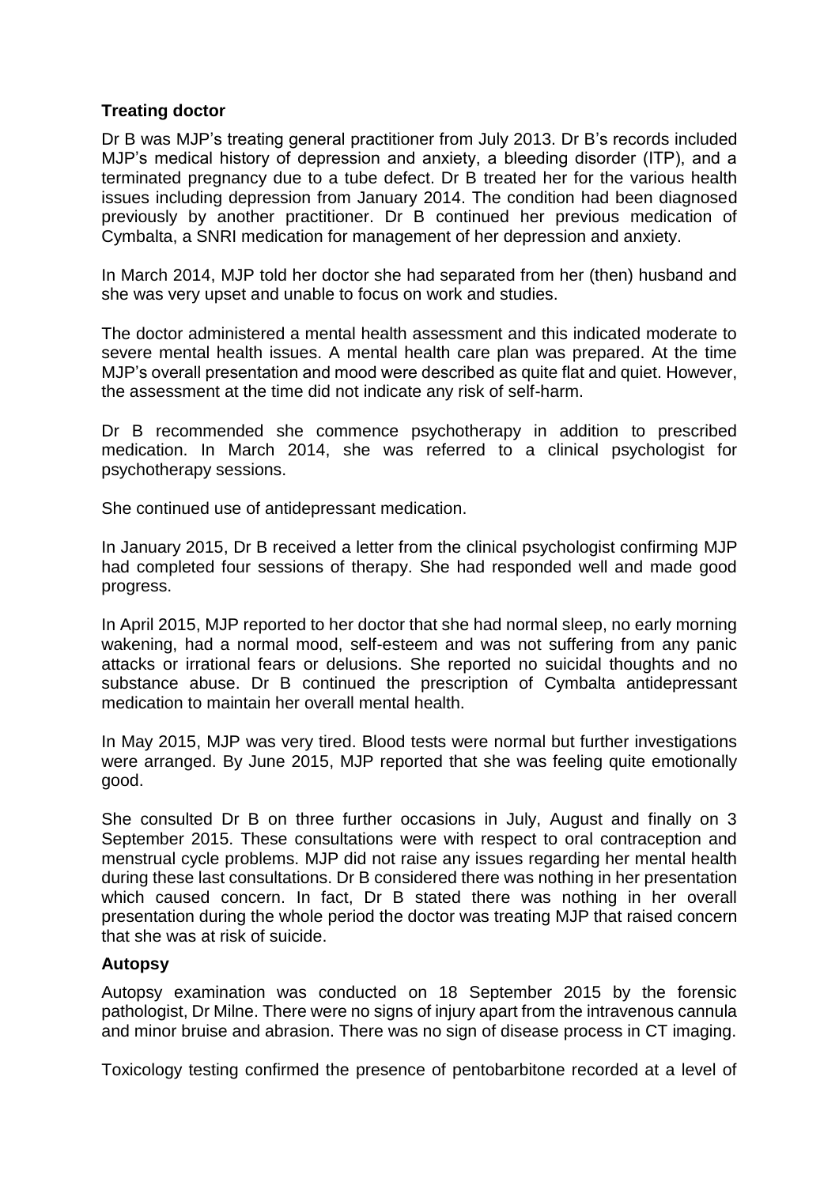**Treating doctor**

Dr B was MJP's treating general practitioner from July 2013. Dr B's records included MJP's medical history of depression and anxiety, a bleeding disorder (ITP), and a terminated pregnancy due to a tube defect. Dr B treated her for the various health issues including depression from January 2014. The condition had been diagnosed previously by another practitioner. Dr B continued her previous medication of Cymbalta, a SNRI medication for management of her depression and anxiety.

In March 2014, MJP told her doctor she had separated from her (then) husband and she was very upset and unable to focus on work and studies.

The doctor administered a mental health assessment and this indicated moderate to severe mental health issues. A mental health care plan was prepared. At the time MJP's overall presentation and mood were described as quite flat and quiet. However, the assessment at the time did not indicate any risk of self-harm.

Dr B recommended she commence psychotherapy in addition to prescribed medication. In March 2014, she was referred to a clinical psychologist for psychotherapy sessions.

She continued use of antidepressant medication.

In January 2015, Dr B received a letter from the clinical psychologist confirming MJP had completed four sessions of therapy. She had responded well and made good progress.

In April 2015, MJP reported to her doctor that she had normal sleep, no early morning wakening, had a normal mood, self-esteem and was not suffering from any panic attacks or irrational fears or delusions. She reported no suicidal thoughts and no substance abuse. Dr B continued the prescription of Cymbalta antidepressant medication to maintain her overall mental health.

In May 2015, MJP was very tired. Blood tests were normal but further investigations were arranged. By June 2015, MJP reported that she was feeling quite emotionally good.

She consulted Dr B on three further occasions in July, August and finally on 3 September 2015. These consultations were with respect to oral contraception and menstrual cycle problems. MJP did not raise any issues regarding her mental health during these last consultations. Dr B considered there was nothing in her presentation which caused concern. In fact, Dr B stated there was nothing in her overall presentation during the whole period the doctor was treating MJP that raised concern that she was at risk of suicide.

**Autopsy**

Autopsy examination was conducted on 18 September 2015 by the forensic pathologist, Dr Milne. There were no signs of injury apart from the intravenous cannula and minor bruise and abrasion. There was no sign of disease process in CT imaging.

Toxicology testing confirmed the presence of pentobarbitone recorded at a level of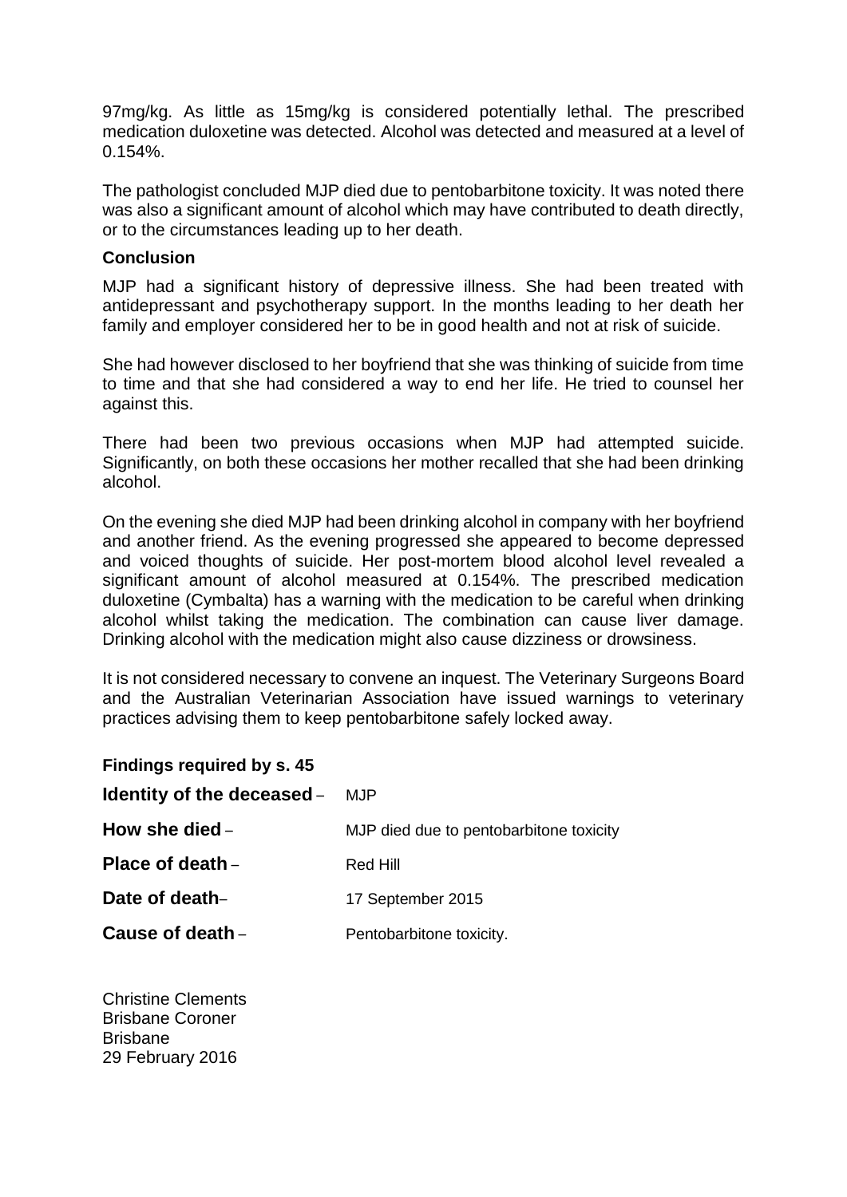97mg/kg. As little as 15mg/kg is considered potentially lethal. The prescribed medication duloxetine was detected. Alcohol was detected and measured at a level of 0.154%.

The pathologist concluded MJP died due to pentobarbitone toxicity. It was noted there was also a significant amount of alcohol which may have contributed to death directly, or to the circumstances leading up to her death.

**Conclusion**

MJP had a significant history of depressive illness. She had been treated with antidepressant and psychotherapy support. In the months leading to her death her family and employer considered her to be in good health and not at risk of suicide.

She had however disclosed to her boyfriend that she was thinking of suicide from time to time and that she had considered a way to end her life. He tried to counsel her against this.

There had been two previous occasions when MJP had attempted suicide. Significantly, on both these occasions her mother recalled that she had been drinking alcohol.

On the evening she died MJP had been drinking alcohol in company with her boyfriend and another friend. As the evening progressed she appeared to become depressed and voiced thoughts of suicide. Her post-mortem blood alcohol level revealed a significant amount of alcohol measured at 0.154%. The prescribed medication duloxetine (Cymbalta) has a warning with the medication to be careful when drinking alcohol whilst taking the medication. The combination can cause liver damage. Drinking alcohol with the medication might also cause dizziness or drowsiness.

It is not considered necessary to convene an inquest. The Veterinary Surgeons Board and the Australian Veterinarian Association have issued warnings to veterinary practices advising them to keep pentobarbitone safely locked away.

**Findings required by s. 45**

| | |
|---|---|
| **Identity of the deceased** – | MJP |
| **How she died** – | MJP died due to pentobarbitone toxicity |
| **Place of death** – | Red Hill |
| **Date of death**– | 17 September 2015 |
| **Cause of death** – | Pentobarbitone toxicity. |

Christine Clements
Brisbane Coroner
Brisbane
29 February 2016